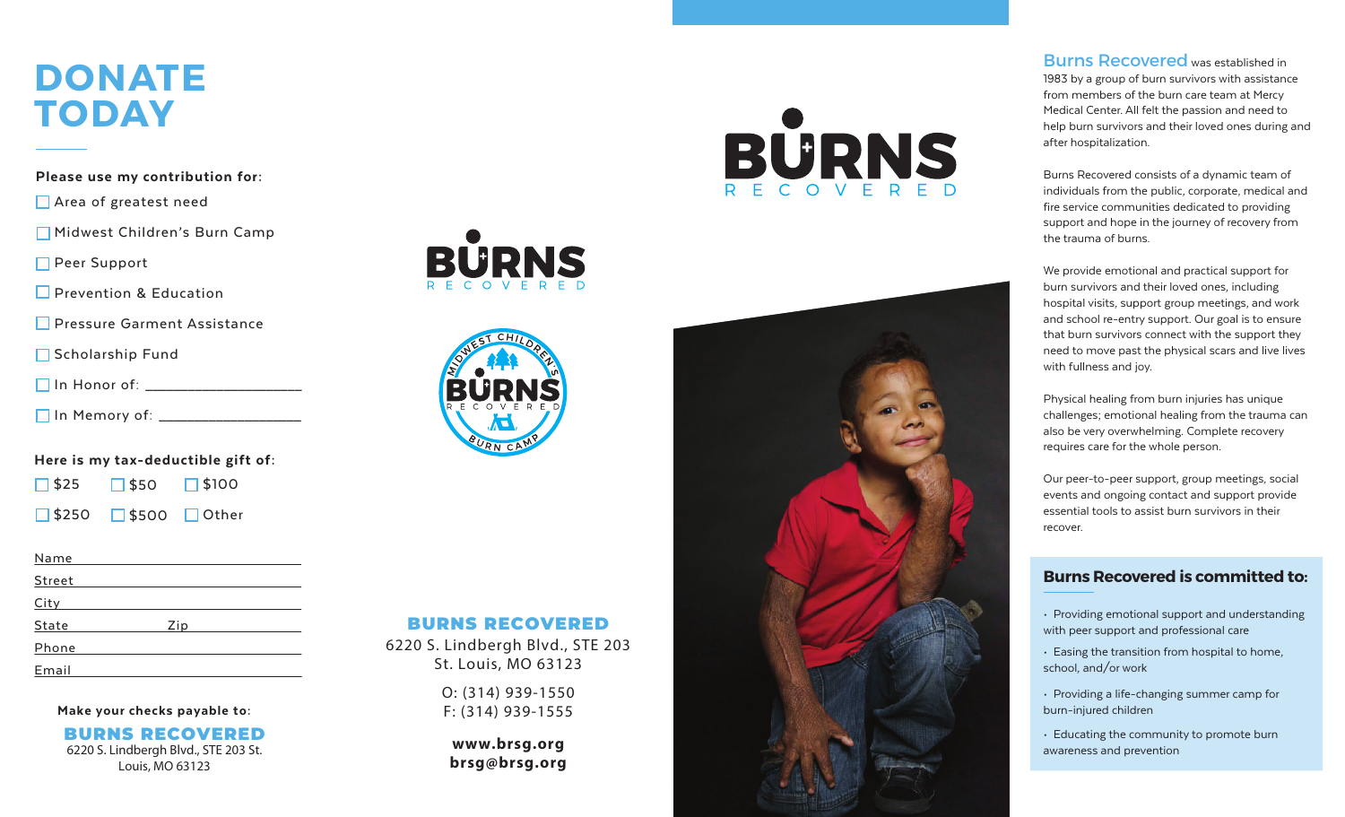# DONATE TODAY

**Please use my contribution for:**

- ☐ Area of greatest need
- ☐ Midwest Children's Burn Camp
- ☐ Peer Support
- ☐ Prevention & Education
- ☐ Pressure Garment Assistance
- ☐ Scholarship Fund
- ☐ In Honor of: ____________________
- ☐ In Memory of: ____________________

**Here is my tax-deductible gift of:**

☐ $25 ☐ $50 ☐ $100

☐ $250 ☐ $500 ☐ Other

Name ____________________

Street ____________________

City ____________________

State __________ Zip __________

Phone ____________________

Email ____________________

**Make your checks payable to:**

**BURNS RECOVERED**
6220 S. Lindbergh Blvd., STE 203 St. Louis, MO 63123

BURNS RECOVERED

MIDWEST CHILDREN'S BURNS RECOVERED BURN CAMP

**BURNS RECOVERED**

6220 S. Lindbergh Blvd., STE 203
St. Louis, MO 63123

O: (314) 939-1550
F: (314) 939-1555

**www.brsg.org**
**brsg@brsg.org**

BURNS RECOVERED

**Burns Recovered** was established in 1983 by a group of burn survivors with assistance from members of the burn care team at Mercy Medical Center. All felt the passion and need to help burn survivors and their loved ones during and after hospitalization.

Burns Recovered consists of a dynamic team of individuals from the public, corporate, medical and fire service communities dedicated to providing support and hope in the journey of recovery from the trauma of burns.

We provide emotional and practical support for burn survivors and their loved ones, including hospital visits, support group meetings, and work and school re-entry support. Our goal is to ensure that burn survivors connect with the support they need to move past the physical scars and live lives with fullness and joy.

Physical healing from burn injuries has unique challenges; emotional healing from the trauma can also be very overwhelming. Complete recovery requires care for the whole person.

Our peer-to-peer support, group meetings, social events and ongoing contact and support provide essential tools to assist burn survivors in their recover.

## Burns Recovered is committed to:

- Providing emotional support and understanding with peer support and professional care
- Easing the transition from hospital to home, school, and/or work
- Providing a life-changing summer camp for burn-injured children
- Educating the community to promote burn awareness and prevention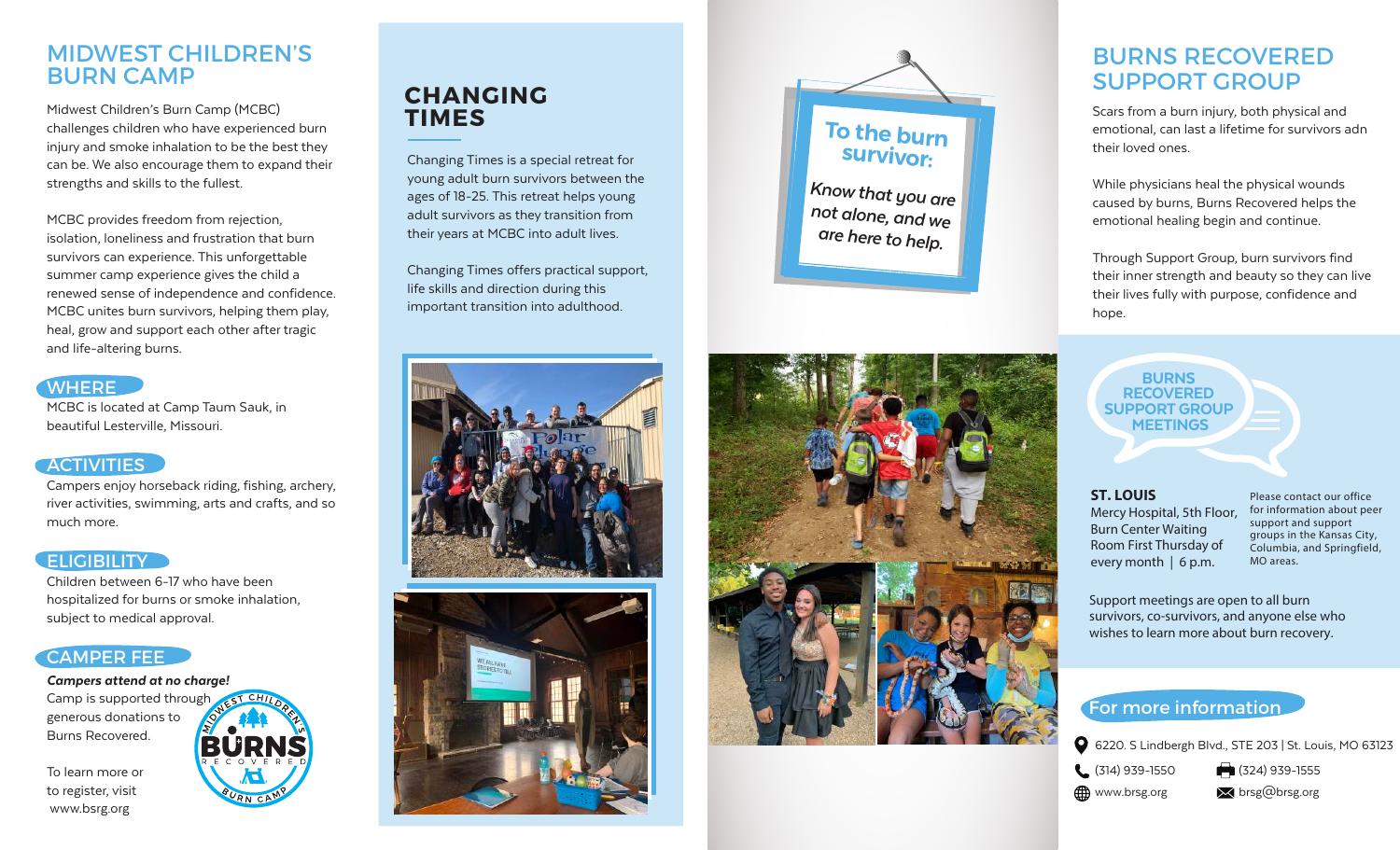# MIDWEST CHILDREN'S BURN CAMP

Midwest Children's Burn Camp (MCBC) challenges children who have experienced burn injury and smoke inhalation to be the best they can be. We also encourage them to expand their strengths and skills to the fullest.

MCBC provides freedom from rejection, isolation, loneliness and frustration that burn survivors can experience. This unforgettable summer camp experience gives the child a renewed sense of independence and confidence. MCBC unites burn survivors, helping them play, heal, grow and support each other after tragic and life-altering burns.

## WHERE

MCBC is located at Camp Taum Sauk, in beautiful Lesterville, Missouri.

## ACTIVITIES

Campers enjoy horseback riding, fishing, archery, river activities, swimming, arts and crafts, and so much more.

## ELIGIBILITY

Children between 6-17 who have been hospitalized for burns or smoke inhalation, subject to medical approval.

## CAMPER FEE

***Campers attend at no charge!***
Camp is supported through generous donations to Burns Recovered.

To learn more or to register, visit www.bsrg.org

# CHANGING TIMES

Changing Times is a special retreat for young adult burn survivors between the ages of 18-25. This retreat helps young adult survivors as they transition from their years at MCBC into adult lives.

Changing Times offers practical support, life skills and direction during this important transition into adulthood.

**To the burn survivor:**

*Know that you are not alone, and we are here to help.*

# BURNS RECOVERED SUPPORT GROUP

Scars from a burn injury, both physical and emotional, can last a lifetime for survivors adn their loved ones.

While physicians heal the physical wounds caused by burns, Burns Recovered helps the emotional healing begin and continue.

Through Support Group, burn survivors find their inner strength and beauty so they can live their lives fully with purpose, confidence and hope.

## BURNS RECOVERED SUPPORT GROUP MEETINGS

**ST. LOUIS**
Mercy Hospital, 5th Floor, Burn Center Waiting Room First Thursday of every month | 6 p.m.

Please contact our office for information about peer support and support groups in the Kansas City, Columbia, and Springfield, MO areas.

Support meetings are open to all burn survivors, co-survivors, and anyone else who wishes to learn more about burn recovery.

## For more information

6220. S Lindbergh Blvd., STE 203 | St. Louis, MO 63123

(314) 939-1550

(324) 939-1555

www.brsg.org

brsg@brsg.org